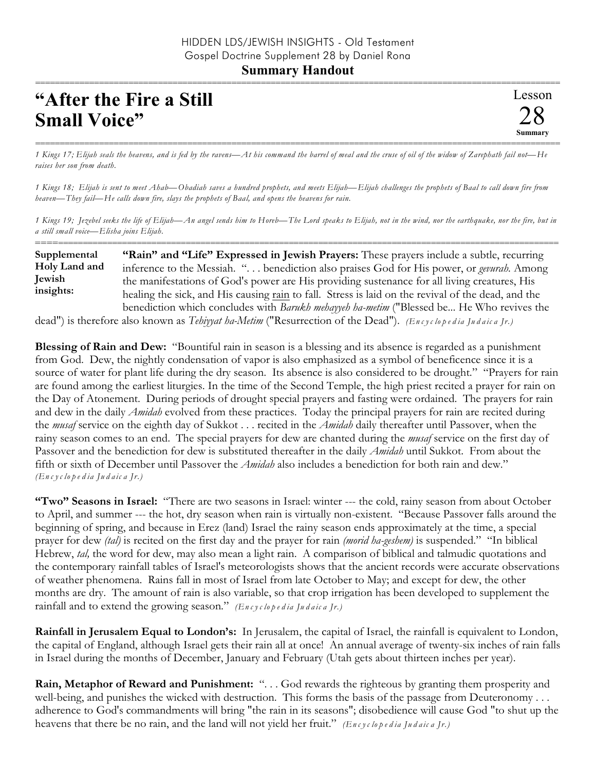HIDDEN LDS/JEWISH INSIGHTS - Old Testament
Gospel Doctrine Supplement 28 by Daniel Rona

**Summary Handout**

# "After the Fire a Still Small Voice"

Lesson 28 **Summary**

*1 Kings 17; Elijah seals the heavens, and is fed by the ravens—At his command the barrel of meal and the cruse of oil of the widow of Zarephath fail not—He raises her son from death.*

*1 Kings 18; Elijah is sent to meet Ahab—Obadiah saves a hundred prophets, and meets Elijah—Elijah challenges the prophets of Baal to call down fire from heaven—They fail—He calls down fire, slays the prophets of Baal, and opens the heavens for rain.*

*1 Kings 19; Jezebel seeks the life of Elijah—An angel sends him to Horeb—The Lord speaks to Elijah, not in the wind, nor the earthquake, nor the fire, but in a still small voice—Elisha joins Elijah.*

**Supplemental Holy Land and Jewish insights:**

**"Rain" and "Life" Expressed in Jewish Prayers:** These prayers include a subtle, recurring inference to the Messiah. ". . . benediction also praises God for His power, or *gevurah*. Among the manifestations of God's power are His providing sustenance for all living creatures, His healing the sick, and His causing rain to fall. Stress is laid on the revival of the dead, and the benediction which concludes with *Barukh mehayyeh ha-metim* ("Blessed be... He Who revives the dead") is therefore also known as *Tehiyyat ha-Metim* ("Resurrection of the Dead"). *(Encyclopedia Judaica Jr.)*

**Blessing of Rain and Dew:** "Bountiful rain in season is a blessing and its absence is regarded as a punishment from God. Dew, the nightly condensation of vapor is also emphasized as a symbol of beneficence since it is a source of water for plant life during the dry season. Its absence is also considered to be drought." "Prayers for rain are found among the earliest liturgies. In the time of the Second Temple, the high priest recited a prayer for rain on the Day of Atonement. During periods of drought special prayers and fasting were ordained. The prayers for rain and dew in the daily *Amidah* evolved from these practices. Today the principal prayers for rain are recited during the *musaf* service on the eighth day of Sukkot . . . recited in the *Amidah* daily thereafter until Passover, when the rainy season comes to an end. The special prayers for dew are chanted during the *musaf* service on the first day of Passover and the benediction for dew is substituted thereafter in the daily *Amidah* until Sukkot. From about the fifth or sixth of December until Passover the *Amidah* also includes a benediction for both rain and dew." *(Encyclopedia Judaica Jr.)*

**"Two" Seasons in Israel:** "There are two seasons in Israel: winter --- the cold, rainy season from about October to April, and summer --- the hot, dry season when rain is virtually non-existent. "Because Passover falls around the beginning of spring, and because in Erez (land) Israel the rainy season ends approximately at the time, a special prayer for dew *(tal)* is recited on the first day and the prayer for rain *(morid ha-geshem)* is suspended." "In biblical Hebrew, *tal,* the word for dew, may also mean a light rain. A comparison of biblical and talmudic quotations and the contemporary rainfall tables of Israel's meteorologists shows that the ancient records were accurate observations of weather phenomena. Rains fall in most of Israel from late October to May; and except for dew, the other months are dry. The amount of rain is also variable, so that crop irrigation has been developed to supplement the rainfall and to extend the growing season." *(Encyclopedia Judaica Jr.)*

**Rainfall in Jerusalem Equal to London's:** In Jerusalem, the capital of Israel, the rainfall is equivalent to London, the capital of England, although Israel gets their rain all at once! An annual average of twenty-six inches of rain falls in Israel during the months of December, January and February (Utah gets about thirteen inches per year).

**Rain, Metaphor of Reward and Punishment:** ". . . God rewards the righteous by granting them prosperity and well-being, and punishes the wicked with destruction. This forms the basis of the passage from Deuteronomy . . . adherence to God's commandments will bring "the rain in its seasons"; disobedience will cause God "to shut up the heavens that there be no rain, and the land will not yield her fruit." *(Encyclopedia Judaica Jr.)*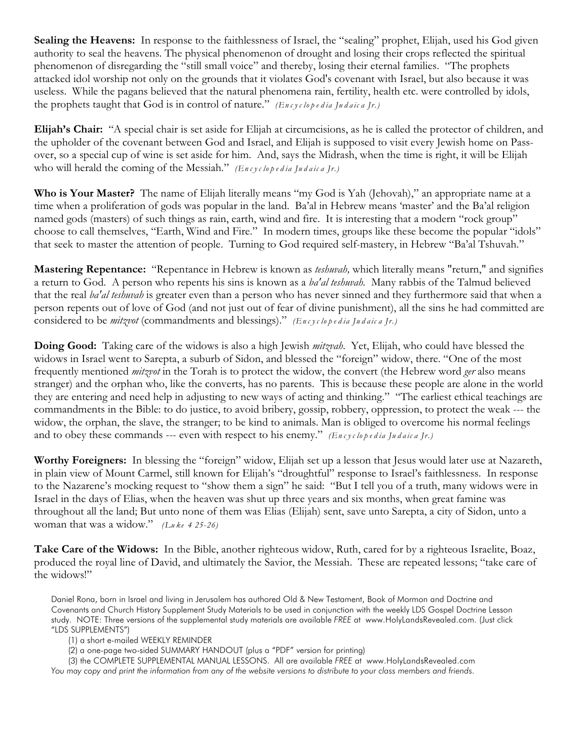**Sealing the Heavens:** In response to the faithlessness of Israel, the "sealing" prophet, Elijah, used his God given authority to seal the heavens. The physical phenomenon of drought and losing their crops reflected the spiritual phenomenon of disregarding the "still small voice" and thereby, losing their eternal families. "The prophets attacked idol worship not only on the grounds that it violates God's covenant with Israel, but also because it was useless. While the pagans believed that the natural phenomena rain, fertility, health etc. were controlled by idols, the prophets taught that God is in control of nature." *(Encyclopedia Judaica Jr.)*

**Elijah's Chair:** "A special chair is set aside for Elijah at circumcisions, as he is called the protector of children, and the upholder of the covenant between God and Israel, and Elijah is supposed to visit every Jewish home on Passover, so a special cup of wine is set aside for him. And, says the Midrash, when the time is right, it will be Elijah who will herald the coming of the Messiah." *(Encyclopedia Judaica Jr.)*

**Who is Your Master?** The name of Elijah literally means "my God is Yah (Jehovah)," an appropriate name at a time when a proliferation of gods was popular in the land. Ba'al in Hebrew means 'master' and the Ba'al religion named gods (masters) of such things as rain, earth, wind and fire. It is interesting that a modern "rock group" choose to call themselves, "Earth, Wind and Fire." In modern times, groups like these become the popular "idols" that seek to master the attention of people. Turning to God required self-mastery, in Hebrew "Ba'al Tshuvah."

**Mastering Repentance:** "Repentance in Hebrew is known as *teshuvah,* which literally means "return," and signifies a return to God. A person who repents his sins is known as a *ba'al teshuvah.* Many rabbis of the Talmud believed that the real *ba'al teshuvah* is greater even than a person who has never sinned and they furthermore said that when a person repents out of love of God (and not just out of fear of divine punishment), all the sins he had committed are considered to be *mitzvot* (commandments and blessings)." *(Encyclopedia Judaica Jr.)*

**Doing Good:** Taking care of the widows is also a high Jewish *mitzvah.* Yet, Elijah, who could have blessed the widows in Israel went to Sarepta, a suburb of Sidon, and blessed the "foreign" widow, there. "One of the most frequently mentioned *mitzvot* in the Torah is to protect the widow, the convert (the Hebrew word *ger* also means stranger) and the orphan who, like the converts, has no parents. This is because these people are alone in the world they are entering and need help in adjusting to new ways of acting and thinking." "The earliest ethical teachings are commandments in the Bible: to do justice, to avoid bribery, gossip, robbery, oppression, to protect the weak --- the widow, the orphan, the slave, the stranger; to be kind to animals. Man is obliged to overcome his normal feelings and to obey these commands --- even with respect to his enemy." *(Encyclopedia Judaica Jr.)*

**Worthy Foreigners:** In blessing the "foreign" widow, Elijah set up a lesson that Jesus would later use at Nazareth, in plain view of Mount Carmel, still known for Elijah's "droughtful" response to Israel's faithlessness. In response to the Nazarene's mocking request to "show them a sign" he said: "But I tell you of a truth, many widows were in Israel in the days of Elias, when the heaven was shut up three years and six months, when great famine was throughout all the land; But unto none of them was Elias (Elijah) sent, save unto Sarepta, a city of Sidon, unto a woman that was a widow." *(Luke 4 25-26)*

**Take Care of the Widows:** In the Bible, another righteous widow, Ruth, cared for by a righteous Israelite, Boaz, produced the royal line of David, and ultimately the Savior, the Messiah. These are repeated lessons; "take care of the widows!"

Daniel Rona, born in Israel and living in Jerusalem has authored Old & New Testament, Book of Mormon and Doctrine and Covenants and Church History Supplement Study Materials to be used in conjunction with the weekly LDS Gospel Doctrine Lesson study. NOTE: Three versions of the supplemental study materials are available *FREE* at www.HolyLandsRevealed.com. (Just click "LDS SUPPLEMENTS")

(1) a short e-mailed WEEKLY REMINDER

(2) a one-page two-sided SUMMARY HANDOUT (plus a "PDF" version for printing)

(3) the COMPLETE SUPPLEMENTAL MANUAL LESSONS. All are available *FREE* at www.HolyLandsRevealed.com

*You may copy and print the information from any of the website versions to distribute to your class members and friends.*